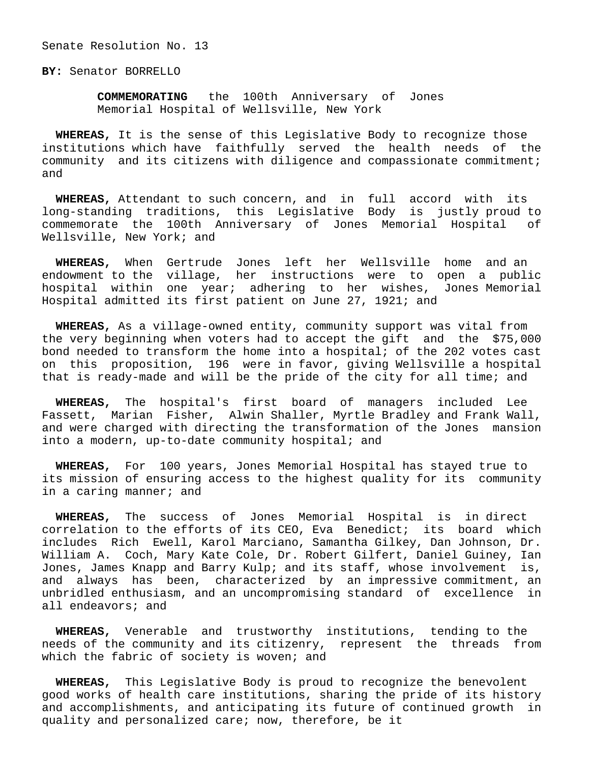Senate Resolution No. 13

**BY:** Senator BORRELLO

**COMMEMORATING** the 100th Anniversary of Jones Memorial Hospital of Wellsville, New York

**WHEREAS,** It is the sense of this Legislative Body to recognize those institutions which have faithfully served the health needs of the community and its citizens with diligence and compassionate commitment; and

**WHEREAS,** Attendant to such concern, and in full accord with its long-standing traditions, this Legislative Body is justly proud to commemorate the 100th Anniversary of Jones Memorial Hospital of Wellsville, New York; and

**WHEREAS,** When Gertrude Jones left her Wellsville home and an endowment to the village, her instructions were to open a public hospital within one year; adhering to her wishes, Jones Memorial Hospital admitted its first patient on June 27, 1921; and

**WHEREAS,** As a village-owned entity, community support was vital from the very beginning when voters had to accept the gift and the $75,000 bond needed to transform the home into a hospital; of the 202 votes cast on this proposition, 196 were in favor, giving Wellsville a hospital that is ready-made and will be the pride of the city for all time; and

**WHEREAS,** The hospital's first board of managers included Lee Fassett, Marian Fisher, Alwin Shaller, Myrtle Bradley and Frank Wall, and were charged with directing the transformation of the Jones mansion into a modern, up-to-date community hospital; and

**WHEREAS,** For 100 years, Jones Memorial Hospital has stayed true to its mission of ensuring access to the highest quality for its community in a caring manner; and

**WHEREAS,** The success of Jones Memorial Hospital is in direct correlation to the efforts of its CEO, Eva Benedict; its board which includes Rich Ewell, Karol Marciano, Samantha Gilkey, Dan Johnson, Dr. William A. Coch, Mary Kate Cole, Dr. Robert Gilfert, Daniel Guiney, Ian Jones, James Knapp and Barry Kulp; and its staff, whose involvement is, and always has been, characterized by an impressive commitment, an unbridled enthusiasm, and an uncompromising standard of excellence in all endeavors; and

**WHEREAS,** Venerable and trustworthy institutions, tending to the needs of the community and its citizenry, represent the threads from which the fabric of society is woven; and

**WHEREAS,** This Legislative Body is proud to recognize the benevolent good works of health care institutions, sharing the pride of its history and accomplishments, and anticipating its future of continued growth in quality and personalized care; now, therefore, be it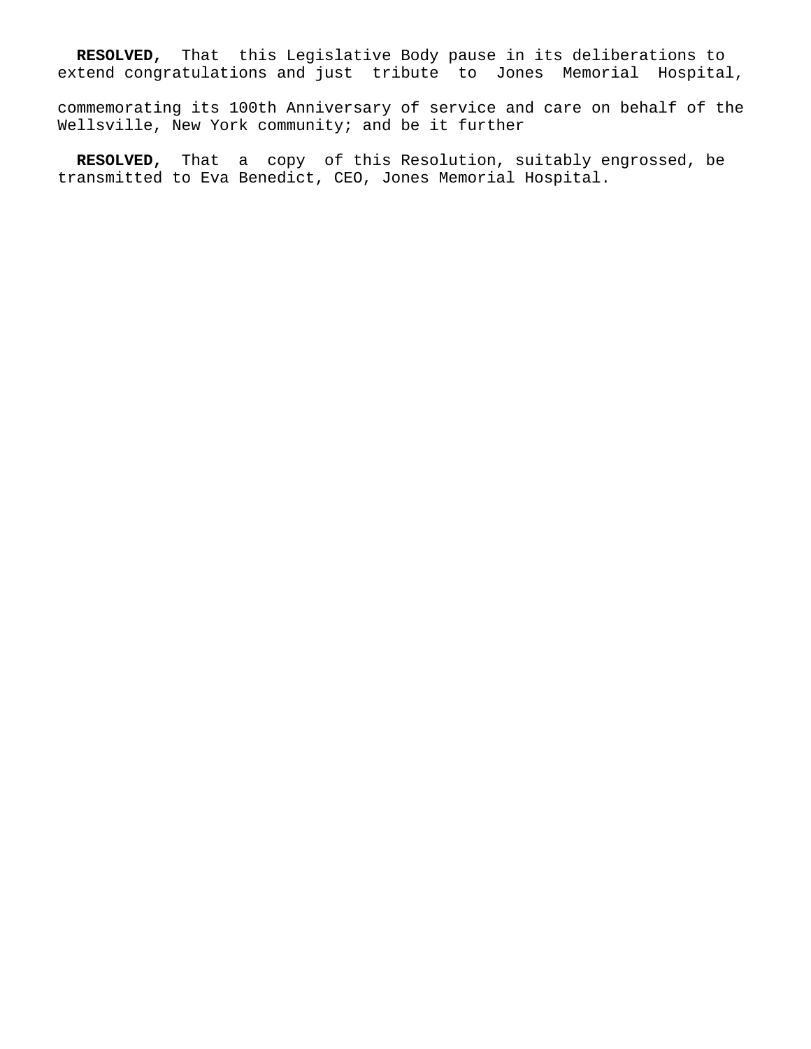**RESOLVED,** That this Legislative Body pause in its deliberations to extend congratulations and just tribute to Jones Memorial Hospital, commemorating its 100th Anniversary of service and care on behalf of the Wellsville, New York community; and be it further

**RESOLVED,** That a copy of this Resolution, suitably engrossed, be transmitted to Eva Benedict, CEO, Jones Memorial Hospital.